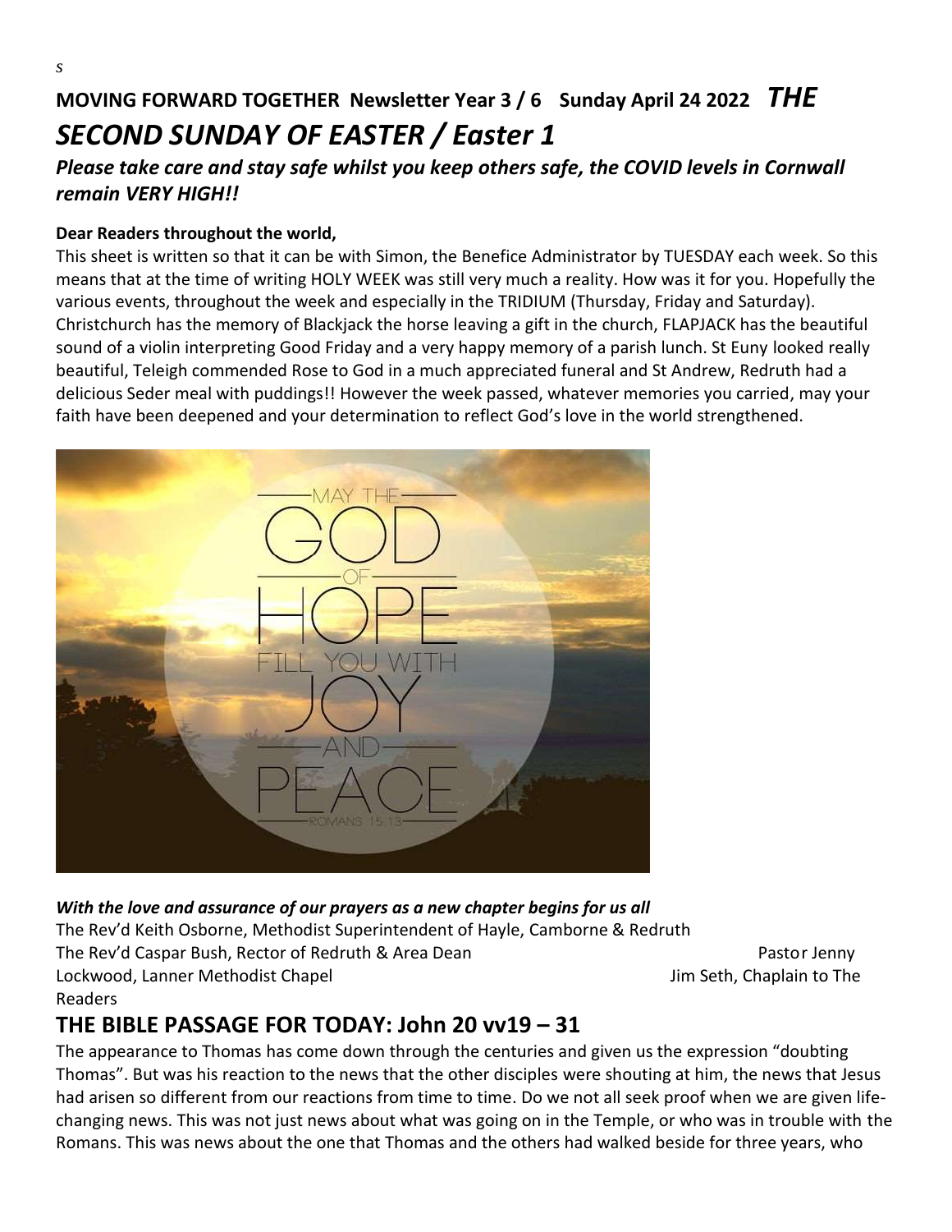s

# MOVING FORWARD TOGETHER Newsletter Year 3 / 6 Sunday April 24 2022 *THE SECOND SUNDAY OF EASTER / Easter 1*

***Please take care and stay safe whilst you keep others safe, the COVID levels in Cornwall remain VERY HIGH!!***

**Dear Readers throughout the world,**

This sheet is written so that it can be with Simon, the Benefice Administrator by TUESDAY each week. So this means that at the time of writing HOLY WEEK was still very much a reality. How was it for you. Hopefully the various events, throughout the week and especially in the TRIDIUM (Thursday, Friday and Saturday). Christchurch has the memory of Blackjack the horse leaving a gift in the church, FLAPJACK has the beautiful sound of a violin interpreting Good Friday and a very happy memory of a parish lunch. St Euny looked really beautiful, Teleigh commended Rose to God in a much appreciated funeral and St Andrew, Redruth had a delicious Seder meal with puddings!! However the week passed, whatever memories you carried, may your faith have been deepened and your determination to reflect God's love in the world strengthened.

MAY THE GOD OF HOPE FILL YOU WITH JOY AND PEACE
ROMANS 15:13

***With the love and assurance of our prayers as a new chapter begins for us all***

The Rev'd Keith Osborne, Methodist Superintendent of Hayle, Camborne & Redruth
The Rev'd Caspar Bush, Rector of Redruth & Area Dean
Pastor Jenny Lockwood, Lanner Methodist Chapel
Jim Seth, Chaplain to The Readers

## THE BIBLE PASSAGE FOR TODAY: John 20 vv19 – 31

The appearance to Thomas has come down through the centuries and given us the expression "doubting Thomas". But was his reaction to the news that the other disciples were shouting at him, the news that Jesus had arisen so different from our reactions from time to time. Do we not all seek proof when we are given life-changing news. This was not just news about what was going on in the Temple, or who was in trouble with the Romans. This was news about the one that Thomas and the others had walked beside for three years, who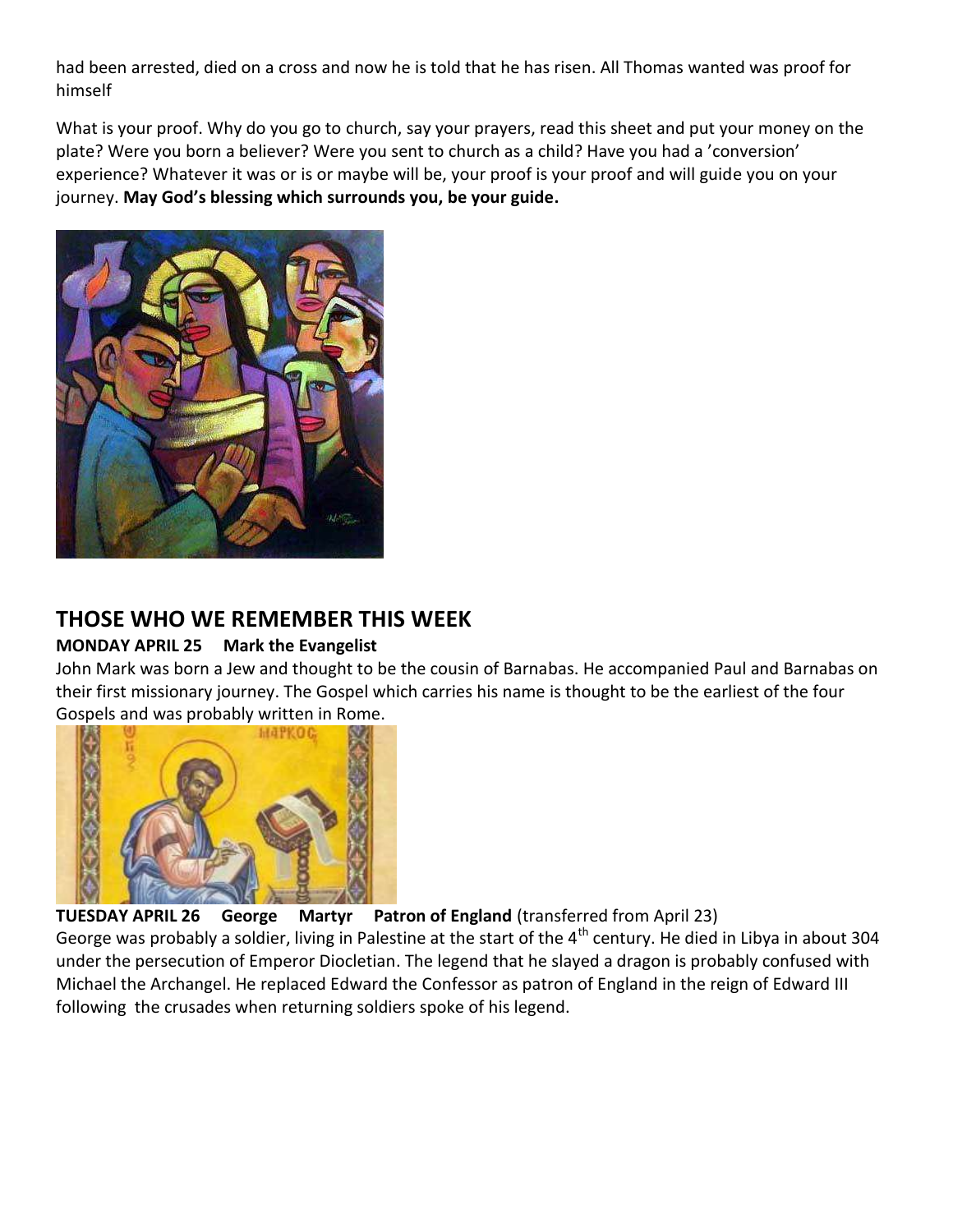had been arrested, died on a cross and now he is told that he has risen. All Thomas wanted was proof for himself

What is your proof. Why do you go to church, say your prayers, read this sheet and put your money on the plate? Were you born a believer? Were you sent to church as a child? Have you had a 'conversion' experience? Whatever it was or is or maybe will be, your proof is your proof and will guide you on your journey. **May God's blessing which surrounds you, be your guide.**

## THOSE WHO WE REMEMBER THIS WEEK

**MONDAY APRIL 25 Mark the Evangelist**

John Mark was born a Jew and thought to be the cousin of Barnabas. He accompanied Paul and Barnabas on their first missionary journey. The Gospel which carries his name is thought to be the earliest of the four Gospels and was probably written in Rome.

**TUESDAY APRIL 26 George Martyr Patron of England** (transferred from April 23)

George was probably a soldier, living in Palestine at the start of the 4th century. He died in Libya in about 304 under the persecution of Emperor Diocletian. The legend that he slayed a dragon is probably confused with Michael the Archangel. He replaced Edward the Confessor as patron of England in the reign of Edward III following the crusades when returning soldiers spoke of his legend.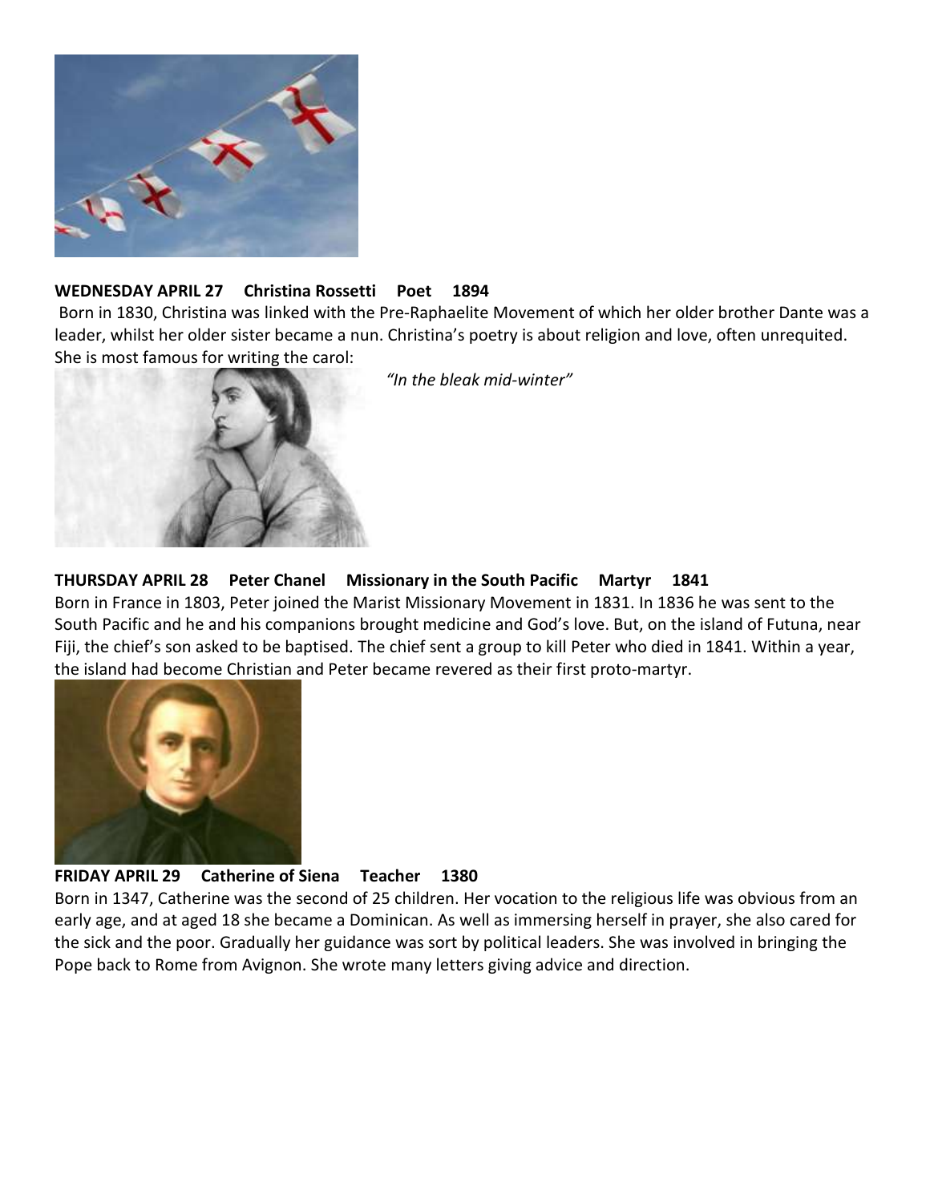**WEDNESDAY APRIL 27 Christina Rossetti Poet 1894**

Born in 1830, Christina was linked with the Pre-Raphaelite Movement of which her older brother Dante was a leader, whilst her older sister became a nun. Christina's poetry is about religion and love, often unrequited. She is most famous for writing the carol:

*"In the bleak mid-winter"*

**THURSDAY APRIL 28 Peter Chanel Missionary in the South Pacific Martyr 1841**

Born in France in 1803, Peter joined the Marist Missionary Movement in 1831. In 1836 he was sent to the South Pacific and he and his companions brought medicine and God's love. But, on the island of Futuna, near Fiji, the chief's son asked to be baptised. The chief sent a group to kill Peter who died in 1841. Within a year, the island had become Christian and Peter became revered as their first proto-martyr.

**FRIDAY APRIL 29 Catherine of Siena Teacher 1380**

Born in 1347, Catherine was the second of 25 children. Her vocation to the religious life was obvious from an early age, and at aged 18 she became a Dominican. As well as immersing herself in prayer, she also cared for the sick and the poor. Gradually her guidance was sort by political leaders. She was involved in bringing the Pope back to Rome from Avignon. She wrote many letters giving advice and direction.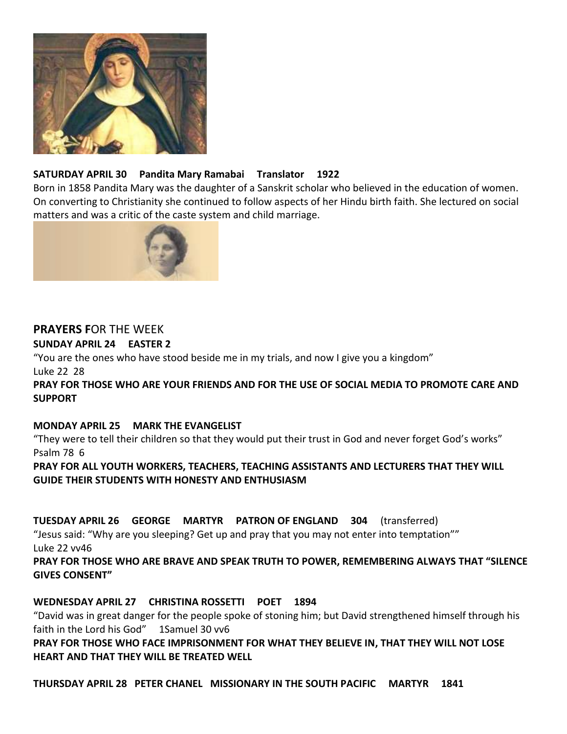**SATURDAY APRIL 30 Pandita Mary Ramabai Translator 1922**

Born in 1858 Pandita Mary was the daughter of a Sanskrit scholar who believed in the education of women. On converting to Christianity she continued to follow aspects of her Hindu birth faith. She lectured on social matters and was a critic of the caste system and child marriage.

## PRAYERS FOR THE WEEK

**SUNDAY APRIL 24 EASTER 2**

"You are the ones who have stood beside me in my trials, and now I give you a kingdom"
Luke 22 28

**PRAY FOR THOSE WHO ARE YOUR FRIENDS AND FOR THE USE OF SOCIAL MEDIA TO PROMOTE CARE AND SUPPORT**

**MONDAY APRIL 25 MARK THE EVANGELIST**

"They were to tell their children so that they would put their trust in God and never forget God's works"
Psalm 78 6

**PRAY FOR ALL YOUTH WORKERS, TEACHERS, TEACHING ASSISTANTS AND LECTURERS THAT THEY WILL GUIDE THEIR STUDENTS WITH HONESTY AND ENTHUSIASM**

**TUESDAY APRIL 26 GEORGE MARTYR PATRON OF ENGLAND 304** (transferred)

"Jesus said: "Why are you sleeping? Get up and pray that you may not enter into temptation""
Luke 22 vv46

**PRAY FOR THOSE WHO ARE BRAVE AND SPEAK TRUTH TO POWER, REMEMBERING ALWAYS THAT "SILENCE GIVES CONSENT"**

**WEDNESDAY APRIL 27 CHRISTINA ROSSETTI POET 1894**

"David was in great danger for the people spoke of stoning him; but David strengthened himself through his faith in the Lord his God" 1Samuel 30 vv6

**PRAY FOR THOSE WHO FACE IMPRISONMENT FOR WHAT THEY BELIEVE IN, THAT THEY WILL NOT LOSE HEART AND THAT THEY WILL BE TREATED WELL**

**THURSDAY APRIL 28 PETER CHANEL MISSIONARY IN THE SOUTH PACIFIC MARTYR 1841**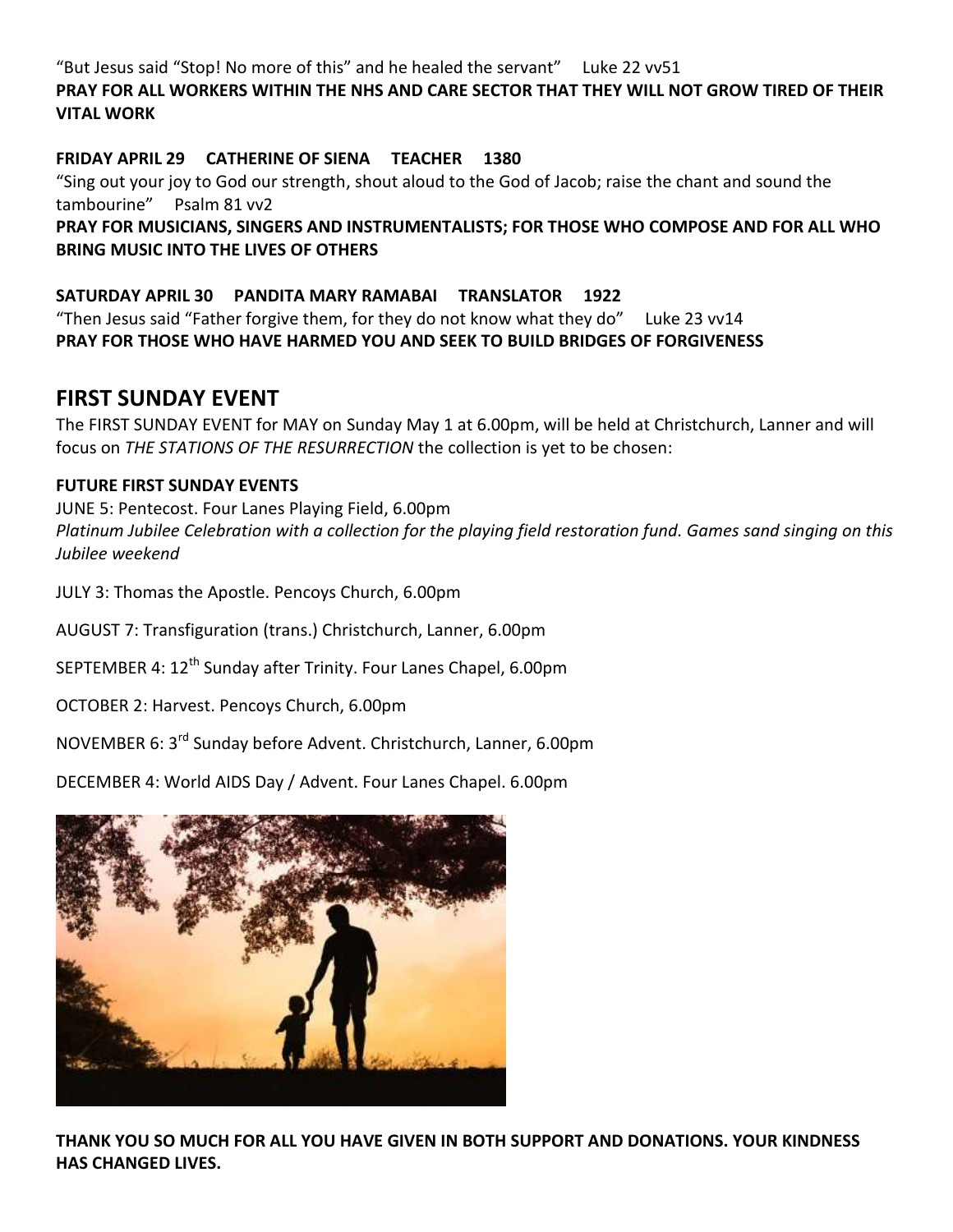"But Jesus said "Stop! No more of this" and he healed the servant"     Luke 22 vv51

**PRAY FOR ALL WORKERS WITHIN THE NHS AND CARE SECTOR THAT THEY WILL NOT GROW TIRED OF THEIR VITAL WORK**

**FRIDAY APRIL 29     CATHERINE OF SIENA     TEACHER     1380**

"Sing out your joy to God our strength, shout aloud to the God of Jacob; raise the chant and sound the tambourine"     Psalm 81 vv2

**PRAY FOR MUSICIANS, SINGERS AND INSTRUMENTALISTS; FOR THOSE WHO COMPOSE AND FOR ALL WHO BRING MUSIC INTO THE LIVES OF OTHERS**

**SATURDAY APRIL 30     PANDITA MARY RAMABAI     TRANSLATOR     1922**

"Then Jesus said "Father forgive them, for they do not know what they do"     Luke 23 vv14

**PRAY FOR THOSE WHO HAVE HARMED YOU AND SEEK TO BUILD BRIDGES OF FORGIVENESS**

## FIRST SUNDAY EVENT

The FIRST SUNDAY EVENT for MAY on Sunday May 1 at 6.00pm, will be held at Christchurch, Lanner and will focus on *THE STATIONS OF THE RESURRECTION* the collection is yet to be chosen:

**FUTURE FIRST SUNDAY EVENTS**

JUNE 5: Pentecost. Four Lanes Playing Field, 6.00pm

*Platinum Jubilee Celebration with a collection for the playing field restoration fund. Games sand singing on this Jubilee weekend*

JULY 3: Thomas the Apostle. Pencoys Church, 6.00pm

AUGUST 7: Transfiguration (trans.) Christchurch, Lanner, 6.00pm

SEPTEMBER 4: 12th Sunday after Trinity. Four Lanes Chapel, 6.00pm

OCTOBER 2: Harvest. Pencoys Church, 6.00pm

NOVEMBER 6: 3rd Sunday before Advent. Christchurch, Lanner, 6.00pm

DECEMBER 4: World AIDS Day / Advent. Four Lanes Chapel. 6.00pm

**THANK YOU SO MUCH FOR ALL YOU HAVE GIVEN IN BOTH SUPPORT AND DONATIONS. YOUR KINDNESS HAS CHANGED LIVES.**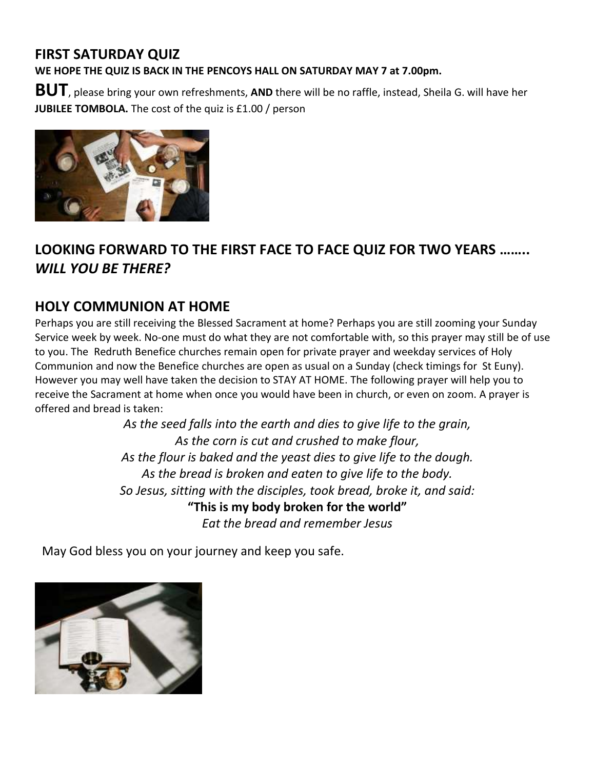## FIRST SATURDAY QUIZ

**WE HOPE THE QUIZ IS BACK IN THE PENCOYS HALL ON SATURDAY MAY 7 at 7.00pm.**

**BUT**, please bring your own refreshments, **AND** there will be no raffle, instead, Sheila G. will have her **JUBILEE TOMBOLA.** The cost of the quiz is £1.00 / person

## LOOKING FORWARD TO THE FIRST FACE TO FACE QUIZ FOR TWO YEARS …….. *WILL YOU BE THERE?*

## HOLY COMMUNION AT HOME

Perhaps you are still receiving the Blessed Sacrament at home? Perhaps you are still zooming your Sunday Service week by week. No-one must do what they are not comfortable with, so this prayer may still be of use to you. The Redruth Benefice churches remain open for private prayer and weekday services of Holy Communion and now the Benefice churches are open as usual on a Sunday (check timings for St Euny). However you may well have taken the decision to STAY AT HOME. The following prayer will help you to receive the Sacrament at home when once you would have been in church, or even on zoom. A prayer is offered and bread is taken:

*As the seed falls into the earth and dies to give life to the grain,*
*As the corn is cut and crushed to make flour,*
*As the flour is baked and the yeast dies to give life to the dough.*
*As the bread is broken and eaten to give life to the body.*
*So Jesus, sitting with the disciples, took bread, broke it, and said:*
**"This is my body broken for the world"**
*Eat the bread and remember Jesus*

May God bless you on your journey and keep you safe.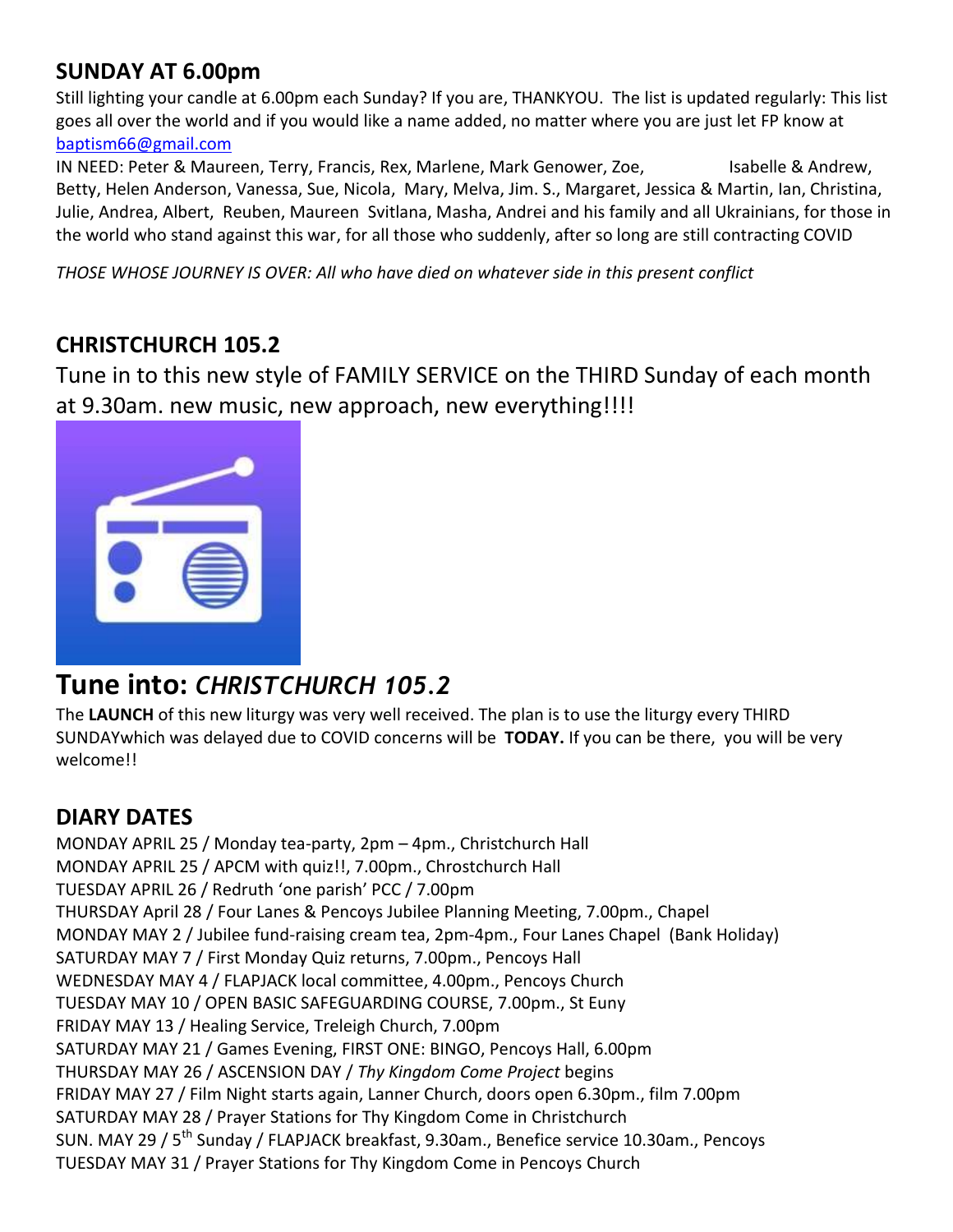## SUNDAY AT 6.00pm

Still lighting your candle at 6.00pm each Sunday? If you are, THANKYOU. The list is updated regularly: This list goes all over the world and if you would like a name added, no matter where you are just let FP know at baptism66@gmail.com

IN NEED: Peter & Maureen, Terry, Francis, Rex, Marlene, Mark Genower, Zoe, Isabelle & Andrew, Betty, Helen Anderson, Vanessa, Sue, Nicola, Mary, Melva, Jim. S., Margaret, Jessica & Martin, Ian, Christina, Julie, Andrea, Albert, Reuben, Maureen Svitlana, Masha, Andrei and his family and all Ukrainians, for those in the world who stand against this war, for all those who suddenly, after so long are still contracting COVID

*THOSE WHOSE JOURNEY IS OVER: All who have died on whatever side in this present conflict*

## CHRISTCHURCH 105.2

Tune in to this new style of FAMILY SERVICE on the THIRD Sunday of each month at 9.30am. new music, new approach, new everything!!!!

# Tune into: *CHRISTCHURCH 105.2*

The **LAUNCH** of this new liturgy was very well received. The plan is to use the liturgy every THIRD SUNDAYwhich was delayed due to COVID concerns will be **TODAY.** If you can be there, you will be very welcome!!

## DIARY DATES

MONDAY APRIL 25 / Monday tea-party, 2pm – 4pm., Christchurch Hall
MONDAY APRIL 25 / APCM with quiz!!, 7.00pm., Chrostchurch Hall
TUESDAY APRIL 26 / Redruth 'one parish' PCC / 7.00pm
THURSDAY April 28 / Four Lanes & Pencoys Jubilee Planning Meeting, 7.00pm., Chapel
MONDAY MAY 2 / Jubilee fund-raising cream tea, 2pm-4pm., Four Lanes Chapel (Bank Holiday)
SATURDAY MAY 7 / First Monday Quiz returns, 7.00pm., Pencoys Hall
WEDNESDAY MAY 4 / FLAPJACK local committee, 4.00pm., Pencoys Church
TUESDAY MAY 10 / OPEN BASIC SAFEGUARDING COURSE, 7.00pm., St Euny
FRIDAY MAY 13 / Healing Service, Treleigh Church, 7.00pm
SATURDAY MAY 21 / Games Evening, FIRST ONE: BINGO, Pencoys Hall, 6.00pm
THURSDAY MAY 26 / ASCENSION DAY / *Thy Kingdom Come Project* begins
FRIDAY MAY 27 / Film Night starts again, Lanner Church, doors open 6.30pm., film 7.00pm
SATURDAY MAY 28 / Prayer Stations for Thy Kingdom Come in Christchurch
SUN. MAY 29 / 5th Sunday / FLAPJACK breakfast, 9.30am., Benefice service 10.30am., Pencoys
TUESDAY MAY 31 / Prayer Stations for Thy Kingdom Come in Pencoys Church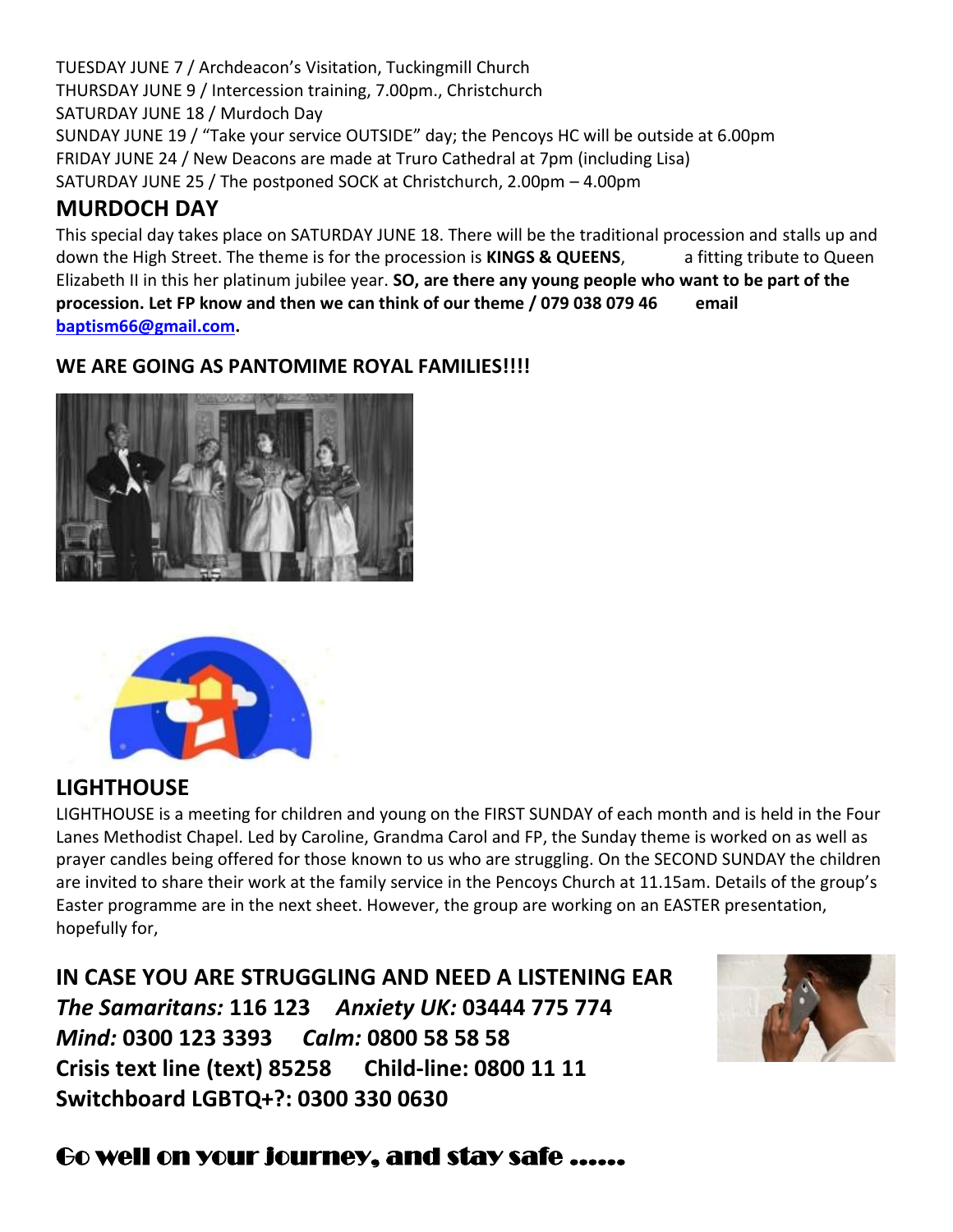TUESDAY JUNE 7 / Archdeacon's Visitation, Tuckingmill Church
THURSDAY JUNE 9 / Intercession training, 7.00pm., Christchurch
SATURDAY JUNE 18 / Murdoch Day
SUNDAY JUNE 19 / "Take your service OUTSIDE" day; the Pencoys HC will be outside at 6.00pm
FRIDAY JUNE 24 / New Deacons are made at Truro Cathedral at 7pm (including Lisa)
SATURDAY JUNE 25 / The postponed SOCK at Christchurch, 2.00pm – 4.00pm

## MURDOCH DAY

This special day takes place on SATURDAY JUNE 18. There will be the traditional procession and stalls up and down the High Street. The theme is for the procession is **KINGS & QUEENS**, a fitting tribute to Queen Elizabeth II in this her platinum jubilee year. **SO, are there any young people who want to be part of the procession. Let FP know and then we can think of our theme / 079 038 079 46 email baptism66@gmail.com.**

**WE ARE GOING AS PANTOMIME ROYAL FAMILIES!!!!**

## LIGHTHOUSE

LIGHTHOUSE is a meeting for children and young on the FIRST SUNDAY of each month and is held in the Four Lanes Methodist Chapel. Led by Caroline, Grandma Carol and FP, the Sunday theme is worked on as well as prayer candles being offered for those known to us who are struggling. On the SECOND SUNDAY the children are invited to share their work at the family service in the Pencoys Church at 11.15am. Details of the group's Easter programme are in the next sheet. However, the group are working on an EASTER presentation, hopefully for,

### IN CASE YOU ARE STRUGGLING AND NEED A LISTENING EAR

***The Samaritans:*** **116 123** ***Anxiety UK:*** **03444 775 774**
***Mind:*** **0300 123 3393** ***Calm:*** **0800 58 58 58**
**Crisis text line (text) 85258** **Child-line: 0800 11 11**
**Switchboard LGBTQ+?: 0300 330 0630**

**Go well on your journey, and stay safe ……**